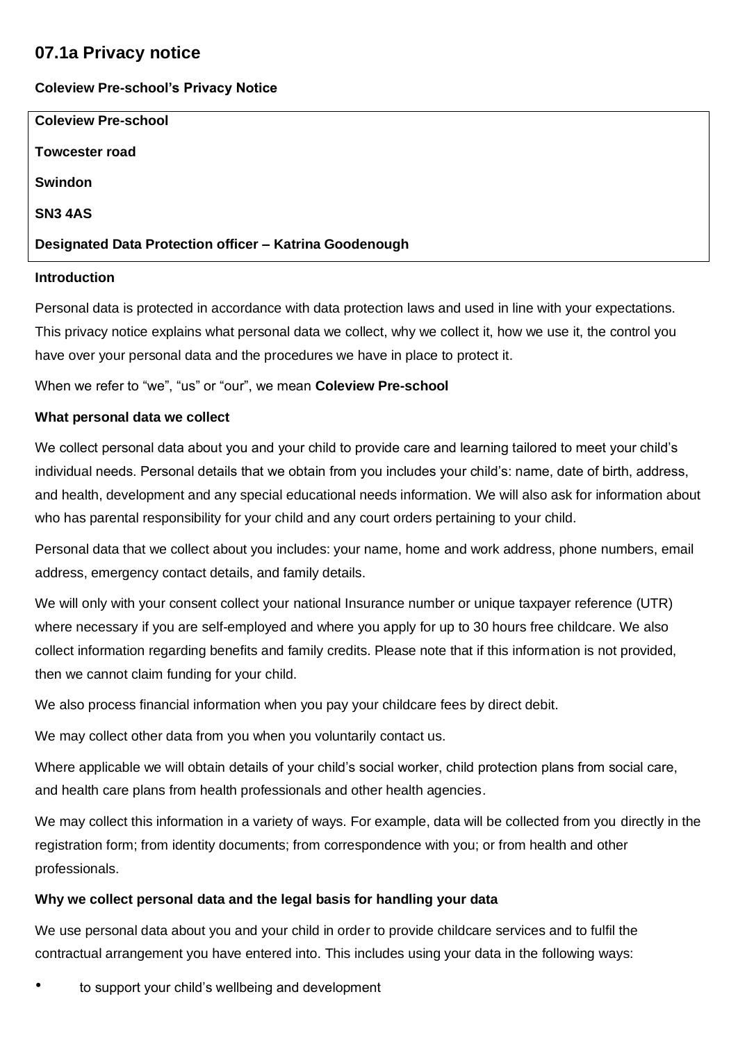# 07.1a Privacy notice

**Coleview Pre-school's Privacy Notice**

**Coleview Pre-school**

**Towcester road**

**Swindon**

**SN3 4AS**

**Designated Data Protection officer – Katrina Goodenough**

**Introduction**

Personal data is protected in accordance with data protection laws and used in line with your expectations. This privacy notice explains what personal data we collect, why we collect it, how we use it, the control you have over your personal data and the procedures we have in place to protect it.

When we refer to "we", "us" or "our", we mean **Coleview Pre-school**

**What personal data we collect**

We collect personal data about you and your child to provide care and learning tailored to meet your child's individual needs. Personal details that we obtain from you includes your child's: name, date of birth, address, and health, development and any special educational needs information. We will also ask for information about who has parental responsibility for your child and any court orders pertaining to your child.

Personal data that we collect about you includes: your name, home and work address, phone numbers, email address, emergency contact details, and family details.

We will only with your consent collect your national Insurance number or unique taxpayer reference (UTR) where necessary if you are self-employed and where you apply for up to 30 hours free childcare. We also collect information regarding benefits and family credits. Please note that if this information is not provided, then we cannot claim funding for your child.

We also process financial information when you pay your childcare fees by direct debit.

We may collect other data from you when you voluntarily contact us.

Where applicable we will obtain details of your child's social worker, child protection plans from social care, and health care plans from health professionals and other health agencies.

We may collect this information in a variety of ways. For example, data will be collected from you directly in the registration form; from identity documents; from correspondence with you; or from health and other professionals.

**Why we collect personal data and the legal basis for handling your data**

We use personal data about you and your child in order to provide childcare services and to fulfil the contractual arrangement you have entered into. This includes using your data in the following ways:

- to support your child's wellbeing and development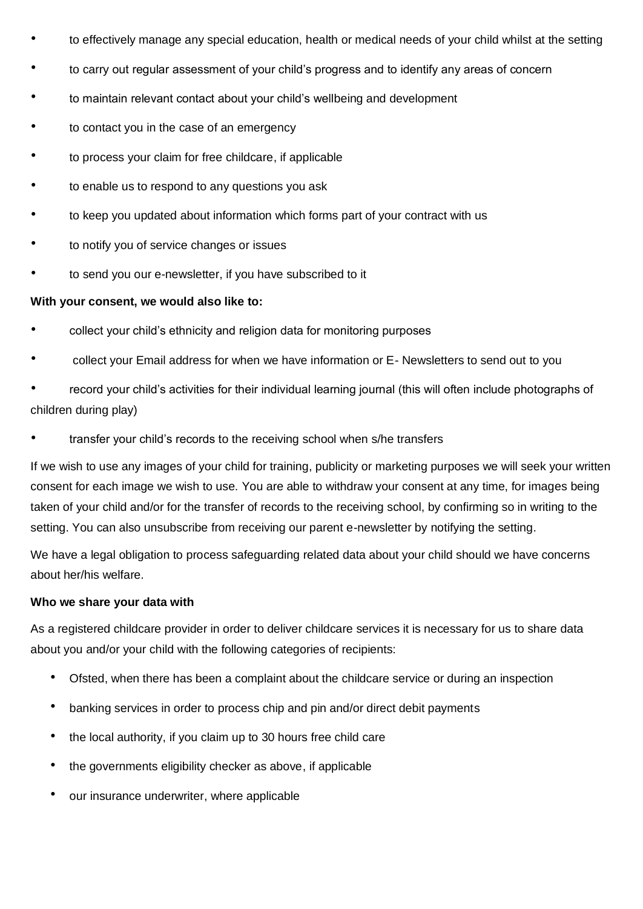- to effectively manage any special education, health or medical needs of your child whilst at the setting
- to carry out regular assessment of your child's progress and to identify any areas of concern
- to maintain relevant contact about your child's wellbeing and development
- to contact you in the case of an emergency
- to process your claim for free childcare, if applicable
- to enable us to respond to any questions you ask
- to keep you updated about information which forms part of your contract with us
- to notify you of service changes or issues
- to send you our e-newsletter, if you have subscribed to it

**With your consent, we would also like to:**

- collect your child's ethnicity and religion data for monitoring purposes
- collect your Email address for when we have information or E- Newsletters to send out to you
- record your child's activities for their individual learning journal (this will often include photographs of children during play)
- transfer your child's records to the receiving school when s/he transfers

If we wish to use any images of your child for training, publicity or marketing purposes we will seek your written consent for each image we wish to use. You are able to withdraw your consent at any time, for images being taken of your child and/or for the transfer of records to the receiving school, by confirming so in writing to the setting. You can also unsubscribe from receiving our parent e-newsletter by notifying the setting.

We have a legal obligation to process safeguarding related data about your child should we have concerns about her/his welfare.

**Who we share your data with**

As a registered childcare provider in order to deliver childcare services it is necessary for us to share data about you and/or your child with the following categories of recipients:

- Ofsted, when there has been a complaint about the childcare service or during an inspection
- banking services in order to process chip and pin and/or direct debit payments
- the local authority, if you claim up to 30 hours free child care
- the governments eligibility checker as above, if applicable
- our insurance underwriter, where applicable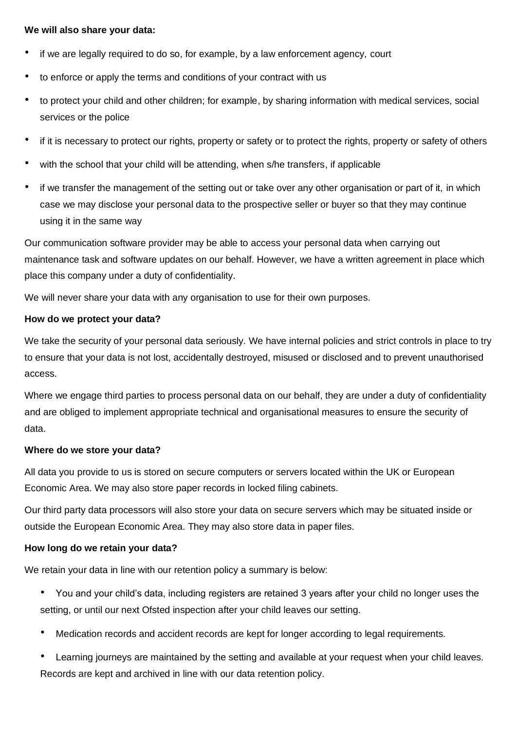**We will also share your data:**

- if we are legally required to do so, for example, by a law enforcement agency, court
- to enforce or apply the terms and conditions of your contract with us
- to protect your child and other children; for example, by sharing information with medical services, social services or the police
- if it is necessary to protect our rights, property or safety or to protect the rights, property or safety of others
- with the school that your child will be attending, when s/he transfers, if applicable
- if we transfer the management of the setting out or take over any other organisation or part of it, in which case we may disclose your personal data to the prospective seller or buyer so that they may continue using it in the same way

Our communication software provider may be able to access your personal data when carrying out maintenance task and software updates on our behalf. However, we have a written agreement in place which place this company under a duty of confidentiality.

We will never share your data with any organisation to use for their own purposes.

**How do we protect your data?**

We take the security of your personal data seriously. We have internal policies and strict controls in place to try to ensure that your data is not lost, accidentally destroyed, misused or disclosed and to prevent unauthorised access.

Where we engage third parties to process personal data on our behalf, they are under a duty of confidentiality and are obliged to implement appropriate technical and organisational measures to ensure the security of data.

**Where do we store your data?**

All data you provide to us is stored on secure computers or servers located within the UK or European Economic Area. We may also store paper records in locked filing cabinets.

Our third party data processors will also store your data on secure servers which may be situated inside or outside the European Economic Area. They may also store data in paper files.

**How long do we retain your data?**

We retain your data in line with our retention policy a summary is below:

- You and your child's data, including registers are retained 3 years after your child no longer uses the setting, or until our next Ofsted inspection after your child leaves our setting.
- Medication records and accident records are kept for longer according to legal requirements.
- Learning journeys are maintained by the setting and available at your request when your child leaves. Records are kept and archived in line with our data retention policy.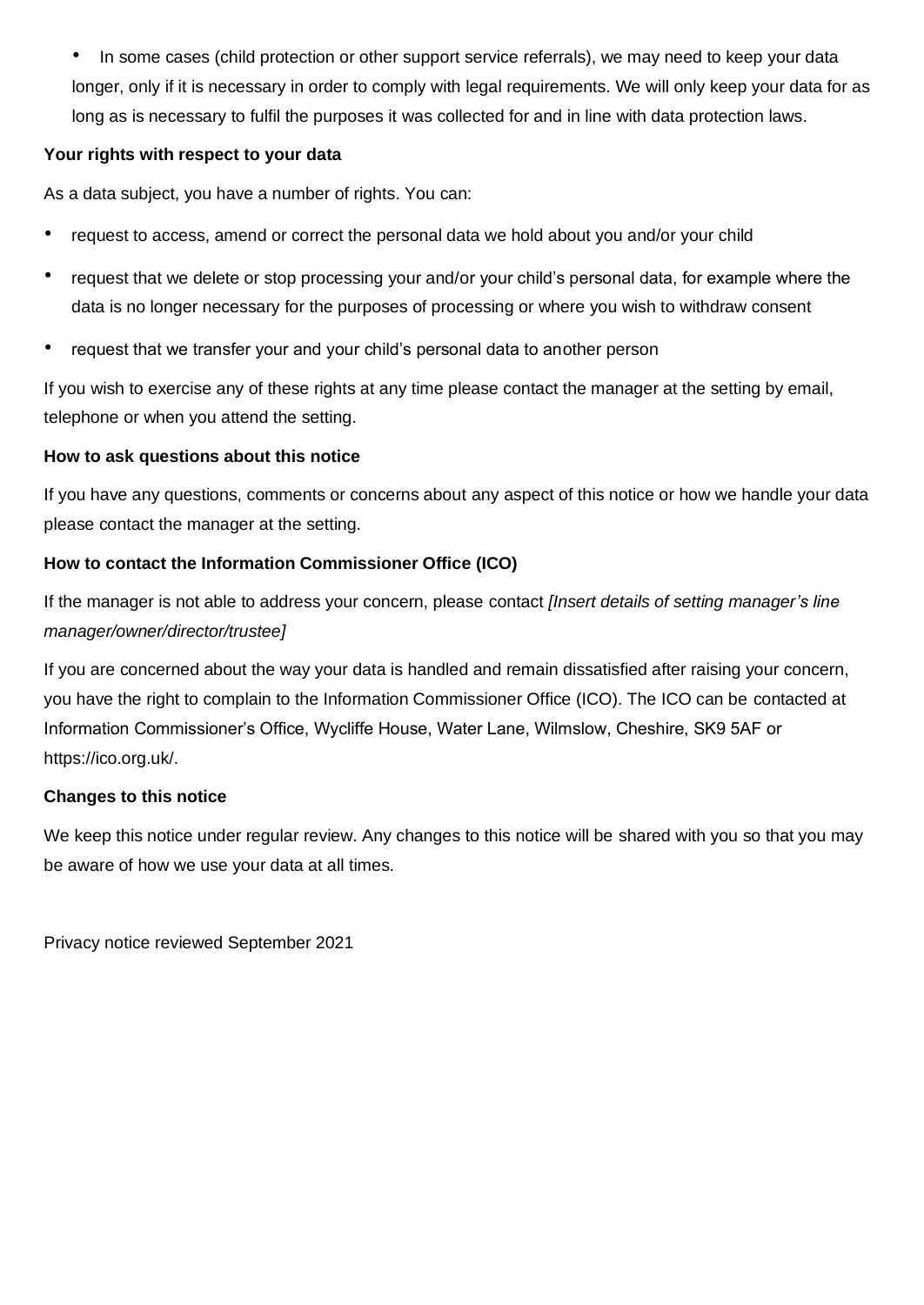- In some cases (child protection or other support service referrals), we may need to keep your data longer, only if it is necessary in order to comply with legal requirements. We will only keep your data for as long as is necessary to fulfil the purposes it was collected for and in line with data protection laws.

**Your rights with respect to your data**

As a data subject, you have a number of rights. You can:

- request to access, amend or correct the personal data we hold about you and/or your child
- request that we delete or stop processing your and/or your child's personal data, for example where the data is no longer necessary for the purposes of processing or where you wish to withdraw consent
- request that we transfer your and your child's personal data to another person

If you wish to exercise any of these rights at any time please contact the manager at the setting by email, telephone or when you attend the setting.

**How to ask questions about this notice**

If you have any questions, comments or concerns about any aspect of this notice or how we handle your data please contact the manager at the setting.

**How to contact the Information Commissioner Office (ICO)**

If the manager is not able to address your concern, please contact *[Insert details of setting manager's line manager/owner/director/trustee]*

If you are concerned about the way your data is handled and remain dissatisfied after raising your concern, you have the right to complain to the Information Commissioner Office (ICO). The ICO can be contacted at Information Commissioner's Office, Wycliffe House, Water Lane, Wilmslow, Cheshire, SK9 5AF or https://ico.org.uk/.

**Changes to this notice**

We keep this notice under regular review. Any changes to this notice will be shared with you so that you may be aware of how we use your data at all times.

Privacy notice reviewed September 2021